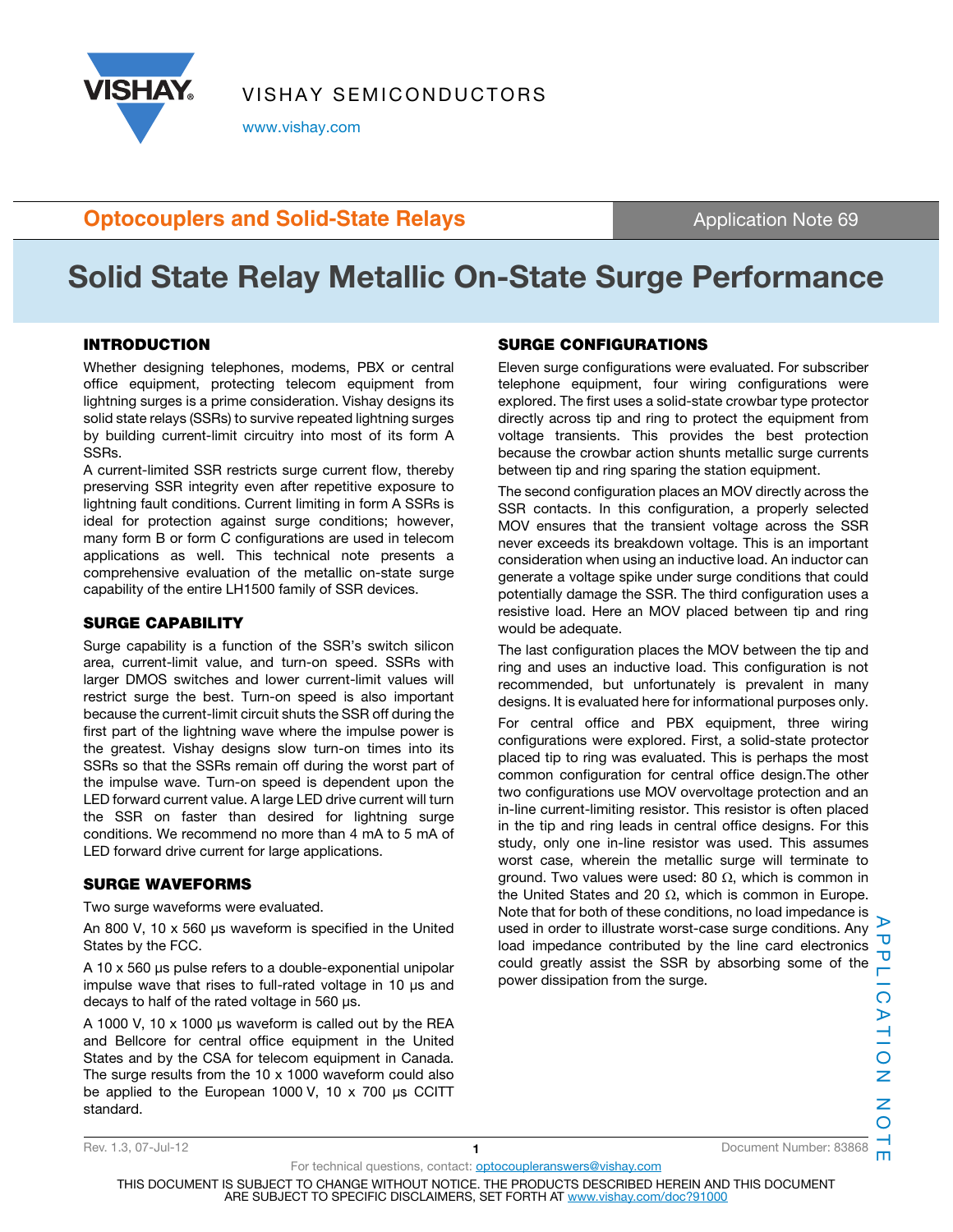Optocouplers and Solid-State Relays

Application Note 69

# Solid State Relay Metallic On-State Surge Performance

## INTRODUCTION

Whether designing telephones, modems, PBX or central office equipment, protecting telecom equipment from lightning surges is a prime consideration. Vishay designs its solid state relays (SSRs) to survive repeated lightning surges by building current-limit circuitry into most of its form A SSRs.

A current-limited SSR restricts surge current flow, thereby preserving SSR integrity even after repetitive exposure to lightning fault conditions. Current limiting in form A SSRs is ideal for protection against surge conditions; however, many form B or form C configurations are used in telecom applications as well. This technical note presents a comprehensive evaluation of the metallic on-state surge capability of the entire LH1500 family of SSR devices.

## SURGE CAPABILITY

Surge capability is a function of the SSR's switch silicon area, current-limit value, and turn-on speed. SSRs with larger DMOS switches and lower current-limit values will restrict surge the best. Turn-on speed is also important because the current-limit circuit shuts the SSR off during the first part of the lightning wave where the impulse power is the greatest. Vishay designs slow turn-on times into its SSRs so that the SSRs remain off during the worst part of the impulse wave. Turn-on speed is dependent upon the LED forward current value. A large LED drive current will turn the SSR on faster than desired for lightning surge conditions. We recommend no more than 4 mA to 5 mA of LED forward drive current for large applications.

## SURGE WAVEFORMS

Two surge waveforms were evaluated.

An 800 V, 10 x 560 µs waveform is specified in the United States by the FCC.

A 10 x 560 µs pulse refers to a double-exponential unipolar impulse wave that rises to full-rated voltage in 10 µs and decays to half of the rated voltage in 560 µs.

A 1000 V, 10 x 1000 µs waveform is called out by the REA and Bellcore for central office equipment in the United States and by the CSA for telecom equipment in Canada. The surge results from the 10 x 1000 waveform could also be applied to the European 1000 V, 10 x 700 µs CCITT standard.

## SURGE CONFIGURATIONS

Eleven surge configurations were evaluated. For subscriber telephone equipment, four wiring configurations were explored. The first uses a solid-state crowbar type protector directly across tip and ring to protect the equipment from voltage transients. This provides the best protection because the crowbar action shunts metallic surge currents between tip and ring sparing the station equipment.

The second configuration places an MOV directly across the SSR contacts. In this configuration, a properly selected MOV ensures that the transient voltage across the SSR never exceeds its breakdown voltage. This is an important consideration when using an inductive load. An inductor can generate a voltage spike under surge conditions that could potentially damage the SSR. The third configuration uses a resistive load. Here an MOV placed between tip and ring would be adequate.

The last configuration places the MOV between the tip and ring and uses an inductive load. This configuration is not recommended, but unfortunately is prevalent in many designs. It is evaluated here for informational purposes only.

For central office and PBX equipment, three wiring configurations were explored. First, a solid-state protector placed tip to ring was evaluated. This is perhaps the most common configuration for central office design.The other two configurations use MOV overvoltage protection and an in-line current-limiting resistor. This resistor is often placed in the tip and ring leads in central office designs. For this study, only one in-line resistor was used. This assumes worst case, wherein the metallic surge will terminate to ground. Two values were used: 80 Ω, which is common in the United States and 20 Ω, which is common in Europe. Note that for both of these conditions, no load impedance is used in order to illustrate worst-case surge conditions. Any load impedance contributed by the line card electronics could greatly assist the SSR by absorbing some of the power dissipation from the surge.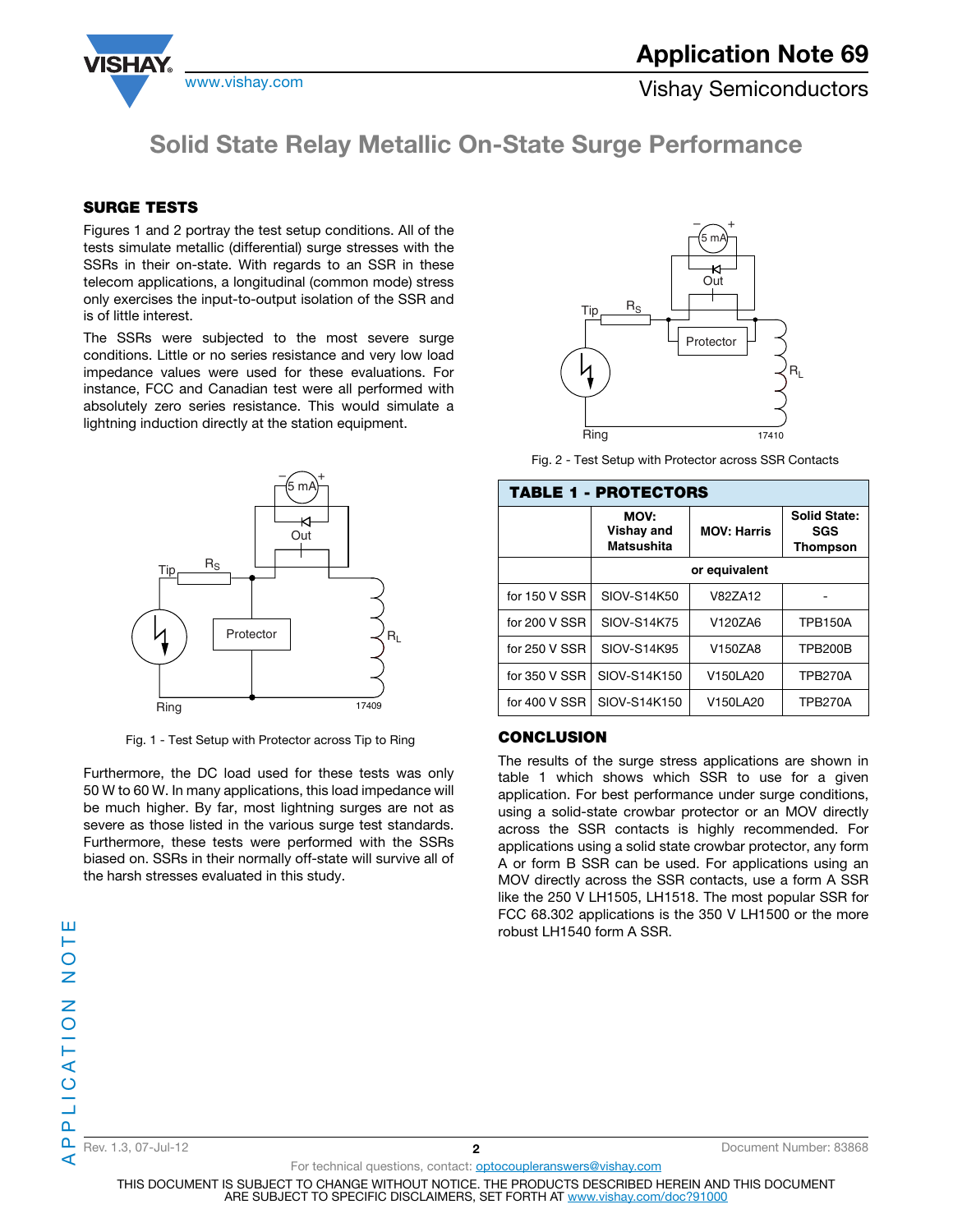# Solid State Relay Metallic On-State Surge Performance

## SURGE TESTS

Figures 1 and 2 portray the test setup conditions. All of the tests simulate metallic (differential) surge stresses with the SSRs in their on-state. With regards to an SSR in these telecom applications, a longitudinal (common mode) stress only exercises the input-to-output isolation of the SSR and is of little interest.

The SSRs were subjected to the most severe surge conditions. Little or no series resistance and very low load impedance values were used for these evaluations. For instance, FCC and Canadian test were all performed with absolutely zero series resistance. This would simulate a lightning induction directly at the station equipment.

5 mA
Out
Tip
$R_S$
Protector
$R_L$
Ring
17409

Fig. 1 - Test Setup with Protector across Tip to Ring

Furthermore, the DC load used for these tests was only 50 W to 60 W. In many applications, this load impedance will be much higher. By far, most lightning surges are not as severe as those listed in the various surge test standards. Furthermore, these tests were performed with the SSRs biased on. SSRs in their normally off-state will survive all of the harsh stresses evaluated in this study.

5 mA
Out
Tip
$R_S$
Protector
$R_L$
Ring
17410

Fig. 2 - Test Setup with Protector across SSR Contacts

| TABLE 1 - PROTECTORS | | | |
|---|---|---|---|
| | **MOV: Vishay and Matsushita** | **MOV: Harris** | **Solid State: SGS Thompson** |
| | **or equivalent** | | |
| for 150 V SSR | SIOV-S14K50 | V82ZA12 | - |
| for 200 V SSR | SIOV-S14K75 | V120ZA6 | TPB150A |
| for 250 V SSR | SIOV-S14K95 | V150ZA8 | TPB200B |
| for 350 V SSR | SIOV-S14K150 | V150LA20 | TPB270A |
| for 400 V SSR | SIOV-S14K150 | V150LA20 | TPB270A |

## CONCLUSION

The results of the surge stress applications are shown in table 1 which shows which SSR to use for a given application. For best performance under surge conditions, using a solid-state crowbar protector or an MOV directly across the SSR contacts is highly recommended. For applications using a solid state crowbar protector, any form A or form B SSR can be used. For applications using an MOV directly across the SSR contacts, use a form A SSR like the 250 V LH1505, LH1518. The most popular SSR for FCC 68.302 applications is the 350 V LH1500 or the more robust LH1540 form A SSR.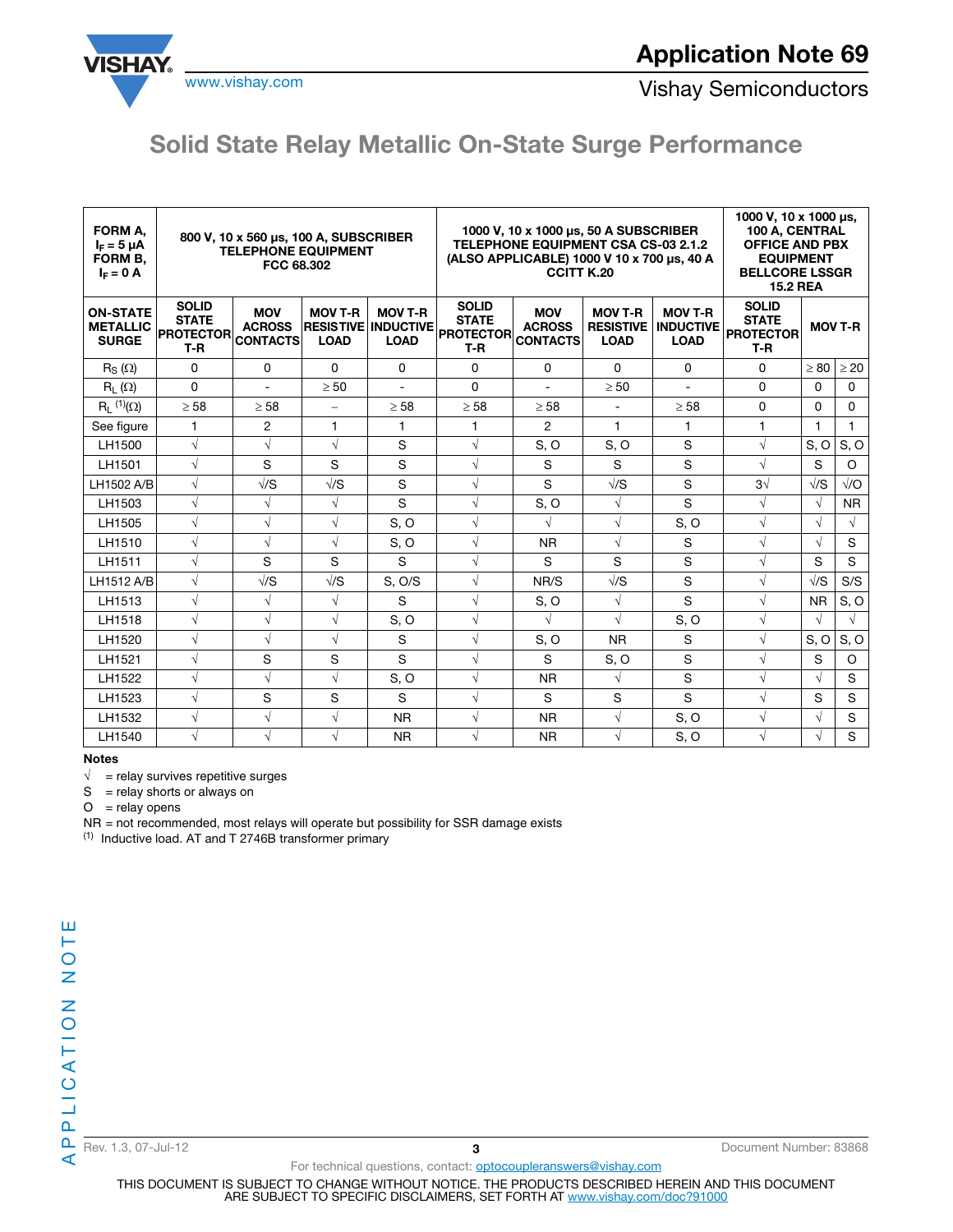## Solid State Relay Metallic On-State Surge Performance

| FORM A, $I_F$ = 5 µA FORM B, $I_F$ = 0 A | 800 V, 10 x 560 µs, 100 A, SUBSCRIBER TELEPHONE EQUIPMENT FCC 68.302 | | | | 1000 V, 10 x 1000 µs, 50 A SUBSCRIBER TELEPHONE EQUIPMENT CSA CS-03 2.1.2 (ALSO APPLICABLE) 1000 V 10 x 700 µs, 40 A CCITT K.20 | | | | 1000 V, 10 x 1000 µs, 100 A, CENTRAL OFFICE AND PBX EQUIPMENT BELLCORE LSSGR 15.2 REA | | |
|---|---|---|---|---|---|---|---|---|---|---|---|
| **ON-STATE METALLIC SURGE** | **SOLID STATE PROTECTOR T-R** | **MOV ACROSS CONTACTS** | **MOV T-R RESISTIVE LOAD** | **MOV T-R INDUCTIVE LOAD** | **SOLID STATE PROTECTOR T-R** | **MOV ACROSS CONTACTS** | **MOV T-R RESISTIVE LOAD** | **MOV T-R INDUCTIVE LOAD** | **SOLID STATE PROTECTOR T-R** | **MOV T-R** | |
| $R_S$ (Ω) | 0 | 0 | 0 | 0 | 0 | 0 | 0 | 0 | 0 | ≥ 80 | ≥ 20 |
| $R_L$ (Ω) | 0 | - | ≥ 50 | - | 0 | - | ≥ 50 | - | 0 | 0 | 0 |
| $R_L$ [(1)](Ω) | ≥ 58 | ≥ 58 | – | ≥ 58 | ≥ 58 | ≥ 58 | - | ≥ 58 | 0 | 0 | 0 |
| See figure | 1 | 2 | 1 | 1 | 1 | 2 | 1 | 1 | 1 | 1 | 1 |
| LH1500 | √ | √ | √ | S | √ | S, O | S, O | S | √ | S, O | S, O |
| LH1501 | √ | S | S | S | √ | S | S | S | √ | S | O |
| LH1502 A/B | √ | √/S | √/S | S | √ | S | √/S | S | 3√ | √/S | √/O |
| LH1503 | √ | √ | √ | S | √ | S, O | √ | S | √ | √ | NR |
| LH1505 | √ | √ | √ | S, O | √ | √ | √ | S, O | √ | √ | √ |
| LH1510 | √ | √ | √ | S, O | √ | NR | √ | S | √ | √ | S |
| LH1511 | √ | S | S | S | √ | S | S | S | √ | S | S |
| LH1512 A/B | √ | √/S | √/S | S, O/S | √ | NR/S | √/S | S | √ | √/S | S/S |
| LH1513 | √ | √ | √ | S | √ | S, O | √ | S | √ | NR | S, O |
| LH1518 | √ | √ | √ | S, O | √ | √ | √ | S, O | √ | √ | √ |
| LH1520 | √ | √ | √ | S | √ | S, O | NR | S | √ | S, O | S, O |
| LH1521 | √ | S | S | S | √ | S | S, O | S | √ | S | O |
| LH1522 | √ | √ | √ | S, O | √ | NR | √ | S | √ | √ | S |
| LH1523 | √ | S | S | S | √ | S | S | S | √ | S | S |
| LH1532 | √ | √ | √ | NR | √ | NR | √ | S, O | √ | √ | S |
| LH1540 | √ | √ | √ | NR | √ | NR | √ | S, O | √ | √ | S |

**Notes**

√ = relay survives repetitive surges

S = relay shorts or always on

O = relay opens

NR = not recommended, most relays will operate but possibility for SSR damage exists

(1) Inductive load. AT and T 2746B transformer primary